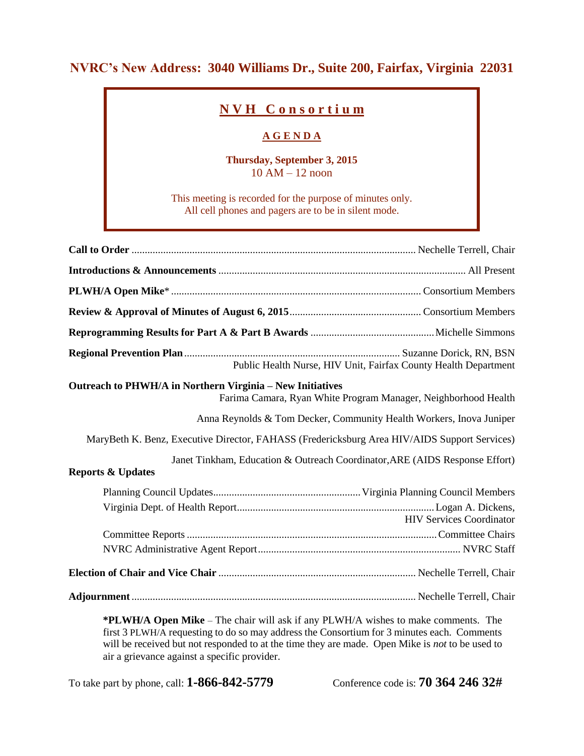## NVRC's New Address: 3040 Williams Dr., Suite 200, Fairfax, Virginia 22031

# NVH Consortium

## AGENDA

**Thursday, September 3, 2015**
10 AM – 12 noon

This meeting is recorded for the purpose of minutes only.
All cell phones and pagers are to be in silent mode.

**Call to Order** .......... Nechelle Terrell, Chair

**Introductions & Announcements** .......... All Present

**PLWH/A Open Mike*** .......... Consortium Members

**Review & Approval of Minutes of August 6, 2015** .......... Consortium Members

**Reprogramming Results for Part A & Part B Awards** .......... Michelle Simmons

**Regional Prevention Plan** .......... Suzanne Dorick, RN, BSN
Public Health Nurse, HIV Unit, Fairfax County Health Department

**Outreach to PHWH/A in Northern Virginia – New Initiatives**

Farima Camara, Ryan White Program Manager, Neighborhood Health

Anna Reynolds & Tom Decker, Community Health Workers, Inova Juniper

MaryBeth K. Benz, Executive Director, FAHASS (Fredericksburg Area HIV/AIDS Support Services)

Janet Tinkham, Education & Outreach Coordinator,ARE (AIDS Response Effort)

**Reports & Updates**

- Planning Council Updates .......... Virginia Planning Council Members
- Virginia Dept. of Health Report .......... Logan A. Dickens, HIV Services Coordinator
- Committee Reports .......... Committee Chairs
- NVRC Administrative Agent Report .......... NVRC Staff

**Election of Chair and Vice Chair** .......... Nechelle Terrell, Chair

**Adjournment** .......... Nechelle Terrell, Chair

**\*PLWH/A Open Mike** – The chair will ask if any PLWH/A wishes to make comments. The first 3 PLWH/A requesting to do so may address the Consortium for 3 minutes each. Comments will be received but not responded to at the time they are made. Open Mike is *not* to be used to air a grievance against a specific provider.

To take part by phone, call: **1-866-842-5779** Conference code is: **70 364 246 32#**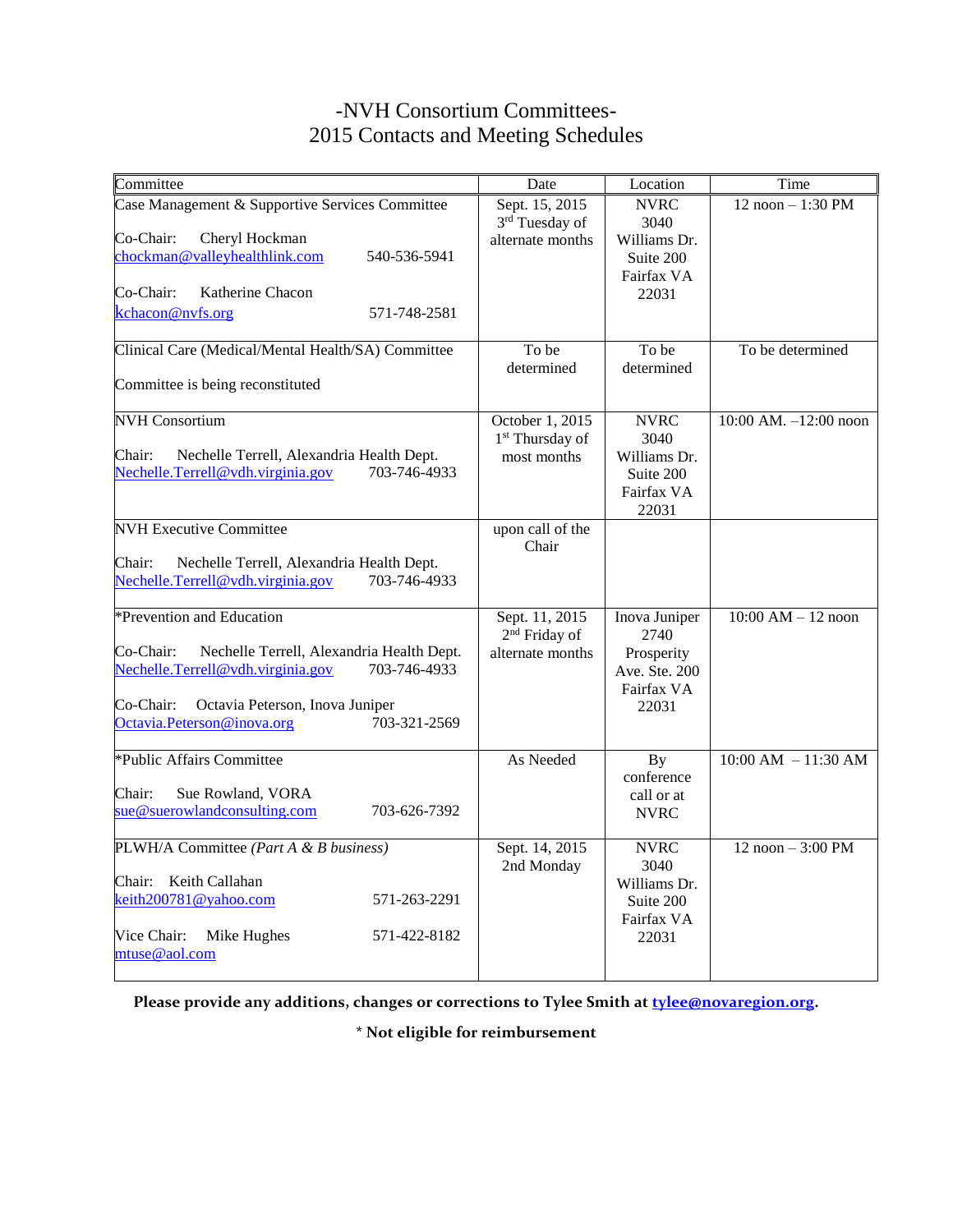# -NVH Consortium Committees-
# 2015 Contacts and Meeting Schedules

| Committee | Date | Location | Time |
|---|---|---|---|
| Case Management & Supportive Services Committee<br><br>Co-Chair: Cheryl Hockman<br>chockman@valleyhealthlink.com 540-536-5941<br><br>Co-Chair: Katherine Chacon<br>kchacon@nvfs.org 571-748-2581 | Sept. 15, 2015<br>3rd Tuesday of alternate months | NVRC<br>3040 Williams Dr.<br>Suite 200<br>Fairfax VA 22031 | 12 noon – 1:30 PM |
| Clinical Care (Medical/Mental Health/SA) Committee<br><br>Committee is being reconstituted | To be determined | To be determined | To be determined |
| NVH Consortium<br><br>Chair: Nechelle Terrell, Alexandria Health Dept.<br>Nechelle.Terrell@vdh.virginia.gov 703-746-4933 | October 1, 2015<br>1st Thursday of most months | NVRC<br>3040 Williams Dr.<br>Suite 200<br>Fairfax VA 22031 | 10:00 AM. –12:00 noon |
| NVH Executive Committee<br><br>Chair: Nechelle Terrell, Alexandria Health Dept.<br>Nechelle.Terrell@vdh.virginia.gov 703-746-4933 | upon call of the Chair | | |
| *Prevention and Education<br><br>Co-Chair: Nechelle Terrell, Alexandria Health Dept.<br>Nechelle.Terrell@vdh.virginia.gov 703-746-4933<br><br>Co-Chair: Octavia Peterson, Inova Juniper<br>Octavia.Peterson@inova.org 703-321-2569 | Sept. 11, 2015<br>2nd Friday of alternate months | Inova Juniper<br>2740 Prosperity Ave. Ste. 200<br>Fairfax VA 22031 | 10:00 AM – 12 noon |
| *Public Affairs Committee<br><br>Chair: Sue Rowland, VORA<br>sue@suerowlandconsulting.com 703-626-7392 | As Needed | By conference call or at NVRC | 10:00 AM – 11:30 AM |
| PLWH/A Committee *(Part A & B business)*<br><br>Chair: Keith Callahan<br>keith200781@yahoo.com 571-263-2291<br><br>Vice Chair: Mike Hughes 571-422-8182<br>mtuse@aol.com | Sept. 14, 2015<br>2nd Monday | NVRC<br>3040 Williams Dr.<br>Suite 200<br>Fairfax VA 22031 | 12 noon – 3:00 PM |

**Please provide any additions, changes or corrections to Tylee Smith at tylee@novaregion.org.**

**\* Not eligible for reimbursement**